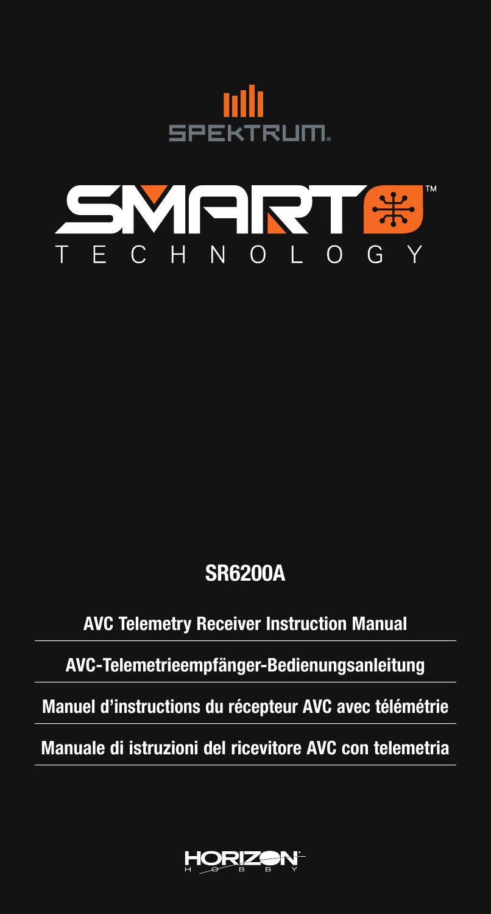SPEKTRUM

SMART™ TECHNOLOGY

# SR6200A

## AVC Telemetry Receiver Instruction Manual

## AVC-Telemetrieempfänger-Bedienungsanleitung

## Manuel d'instructions du récepteur AVC avec télémétrie

## Manuale di istruzioni del ricevitore AVC con telemetria

HORIZON HOBBY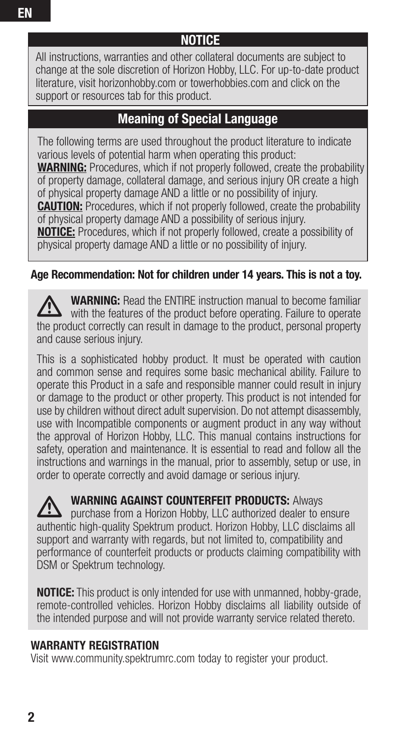EN

## NOTICE

All instructions, warranties and other collateral documents are subject to change at the sole discretion of Horizon Hobby, LLC. For up-to-date product literature, visit horizonhobby.com or towerhobbies.com and click on the support or resources tab for this product.

## Meaning of Special Language

The following terms are used throughout the product literature to indicate various levels of potential harm when operating this product:

**WARNING:** Procedures, which if not properly followed, create the probability of property damage, collateral damage, and serious injury OR create a high of physical property damage AND a little or no possibility of injury.

**CAUTION:** Procedures, which if not properly followed, create the probability of physical property damage AND a possibility of serious injury.

**NOTICE:** Procedures, which if not properly followed, create a possibility of physical property damage AND a little or no possibility of injury.

**Age Recommendation: Not for children under 14 years. This is not a toy.**

**WARNING:** Read the ENTIRE instruction manual to become familiar with the features of the product before operating. Failure to operate the product correctly can result in damage to the product, personal property and cause serious injury.

This is a sophisticated hobby product. It must be operated with caution and common sense and requires some basic mechanical ability. Failure to operate this Product in a safe and responsible manner could result in injury or damage to the product or other property. This product is not intended for use by children without direct adult supervision. Do not attempt disassembly, use with Incompatible components or augment product in any way without the approval of Horizon Hobby, LLC. This manual contains instructions for safety, operation and maintenance. It is essential to read and follow all the instructions and warnings in the manual, prior to assembly, setup or use, in order to operate correctly and avoid damage or serious injury.

**WARNING AGAINST COUNTERFEIT PRODUCTS:** Always purchase from a Horizon Hobby, LLC authorized dealer to ensure authentic high-quality Spektrum product. Horizon Hobby, LLC disclaims all support and warranty with regards, but not limited to, compatibility and performance of counterfeit products or products claiming compatibility with DSM or Spektrum technology.

**NOTICE:** This product is only intended for use with unmanned, hobby-grade, remote-controlled vehicles. Horizon Hobby disclaims all liability outside of the intended purpose and will not provide warranty service related thereto.

**WARRANTY REGISTRATION**

Visit www.community.spektrumrc.com today to register your product.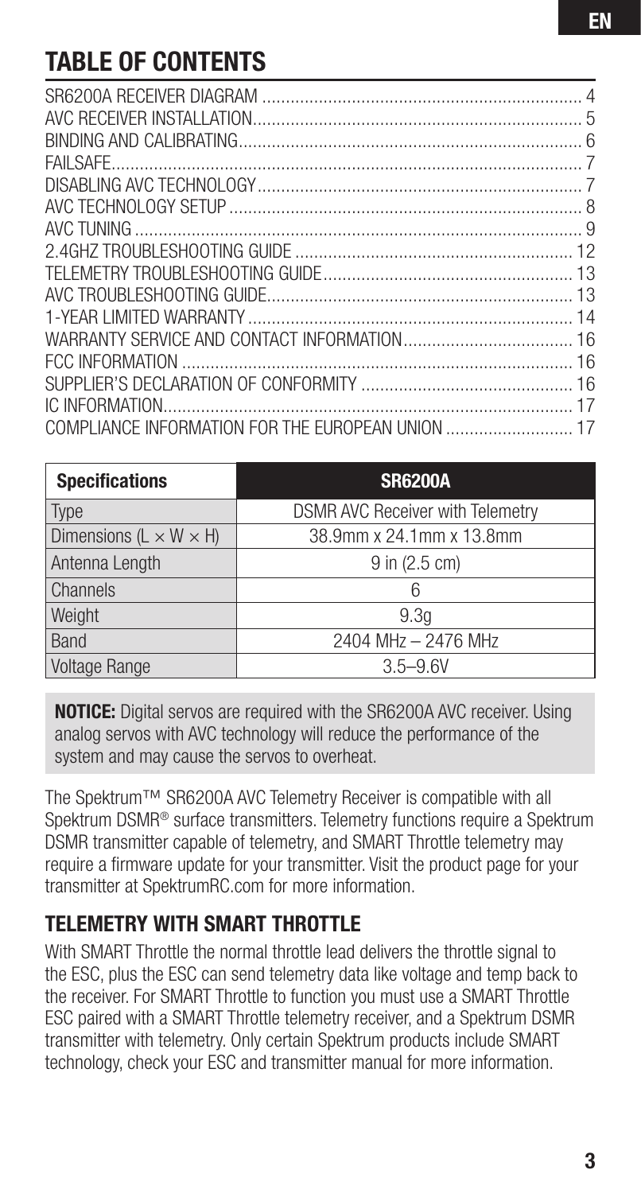## TABLE OF CONTENTS

SR6200A RECEIVER DIAGRAM .................................................................. 4
AVC RECEIVER INSTALLATION .................................................................. 5
BINDING AND CALIBRATING .................................................................. 6
FAILSAFE .................................................................. 7
DISABLING AVC TECHNOLOGY .................................................................. 7
AVC TECHNOLOGY SETUP .................................................................. 8
AVC TUNING .................................................................. 9
2.4GHZ TROUBLESHOOTING GUIDE .................................................................. 12
TELEMETRY TROUBLESHOOTING GUIDE .................................................................. 13
AVC TROUBLESHOOTING GUIDE .................................................................. 13
1-YEAR LIMITED WARRANTY .................................................................. 14
WARRANTY SERVICE AND CONTACT INFORMATION .................................................................. 16
FCC INFORMATION .................................................................. 16
SUPPLIER'S DECLARATION OF CONFORMITY .................................................................. 16
IC INFORMATION .................................................................. 17
COMPLIANCE INFORMATION FOR THE EUROPEAN UNION .................................................................. 17

| Specifications | SR6200A |
|---|---|
| Type | DSMR AVC Receiver with Telemetry |
| Dimensions (L × W × H) | 38.9mm x 24.1mm x 13.8mm |
| Antenna Length | 9 in (2.5 cm) |
| Channels | 6 |
| Weight | 9.3g |
| Band | 2404 MHz – 2476 MHz |
| Voltage Range | 3.5–9.6V |

**NOTICE:** Digital servos are required with the SR6200A AVC receiver. Using analog servos with AVC technology will reduce the performance of the system and may cause the servos to overheat.

The Spektrum™ SR6200A AVC Telemetry Receiver is compatible with all Spektrum DSMR® surface transmitters. Telemetry functions require a Spektrum DSMR transmitter capable of telemetry, and SMART Throttle telemetry may require a firmware update for your transmitter. Visit the product page for your transmitter at SpektrumRC.com for more information.

### TELEMETRY WITH SMART THROTTLE

With SMART Throttle the normal throttle lead delivers the throttle signal to the ESC, plus the ESC can send telemetry data like voltage and temp back to the receiver. For SMART Throttle to function you must use a SMART Throttle ESC paired with a SMART Throttle telemetry receiver, and a Spektrum DSMR transmitter with telemetry. Only certain Spektrum products include SMART technology, check your ESC and transmitter manual for more information.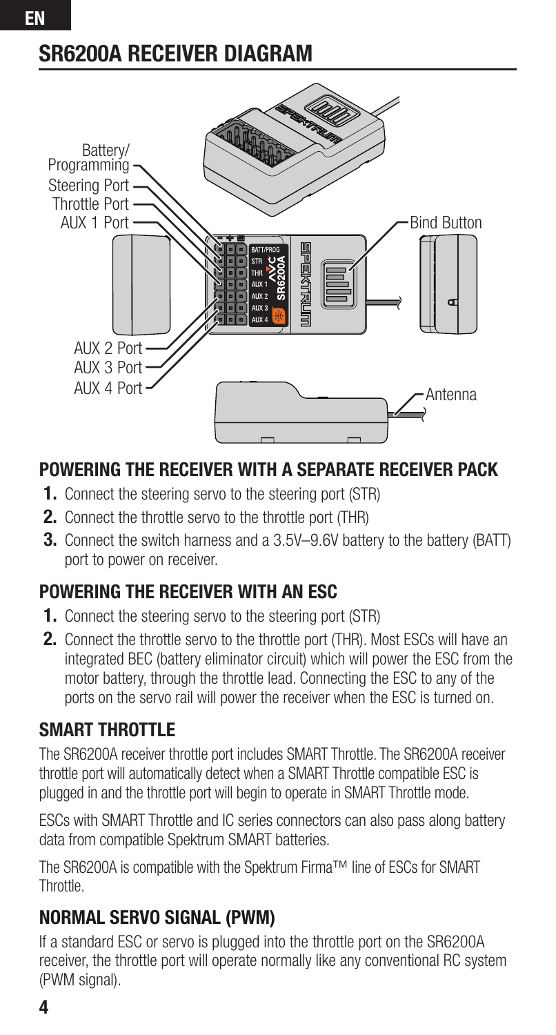## SR6200A RECEIVER DIAGRAM

Battery/ Programming
Steering Port
Throttle Port
AUX 1 Port
AUX 2 Port
AUX 3 Port
AUX 4 Port
Bind Button
Antenna

### POWERING THE RECEIVER WITH A SEPARATE RECEIVER PACK

1. Connect the steering servo to the steering port (STR)
2. Connect the throttle servo to the throttle port (THR)
3. Connect the switch harness and a 3.5V–9.6V battery to the battery (BATT) port to power on receiver.

### POWERING THE RECEIVER WITH AN ESC

1. Connect the steering servo to the steering port (STR)
2. Connect the throttle servo to the throttle port (THR). Most ESCs will have an integrated BEC (battery eliminator circuit) which will power the ESC from the motor battery, through the throttle lead. Connecting the ESC to any of the ports on the servo rail will power the receiver when the ESC is turned on.

### SMART THROTTLE

The SR6200A receiver throttle port includes SMART Throttle. The SR6200A receiver throttle port will automatically detect when a SMART Throttle compatible ESC is plugged in and the throttle port will begin to operate in SMART Throttle mode.

ESCs with SMART Throttle and IC series connectors can also pass along battery data from compatible Spektrum SMART batteries.

The SR6200A is compatible with the Spektrum Firma™ line of ESCs for SMART Throttle.

### NORMAL SERVO SIGNAL (PWM)

If a standard ESC or servo is plugged into the throttle port on the SR6200A receiver, the throttle port will operate normally like any conventional RC system (PWM signal).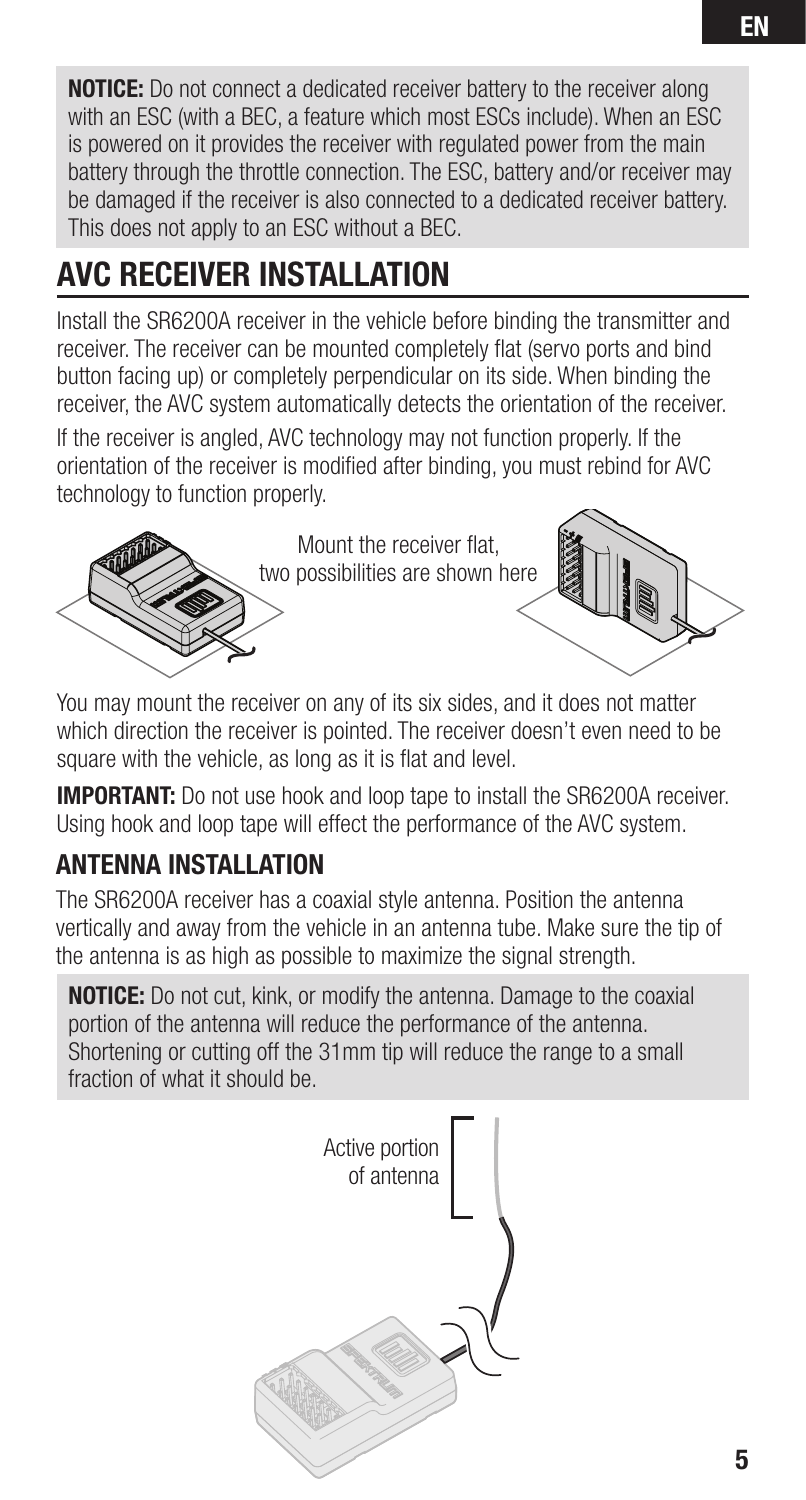**NOTICE:** Do not connect a dedicated receiver battery to the receiver along with an ESC (with a BEC, a feature which most ESCs include). When an ESC is powered on it provides the receiver with regulated power from the main battery through the throttle connection. The ESC, battery and/or receiver may be damaged if the receiver is also connected to a dedicated receiver battery. This does not apply to an ESC without a BEC.

# AVC RECEIVER INSTALLATION

Install the SR6200A receiver in the vehicle before binding the transmitter and receiver. The receiver can be mounted completely flat (servo ports and bind button facing up) or completely perpendicular on its side. When binding the receiver, the AVC system automatically detects the orientation of the receiver.

If the receiver is angled, AVC technology may not function properly. If the orientation of the receiver is modified after binding, you must rebind for AVC technology to function properly.

Mount the receiver flat, two possibilities are shown here

You may mount the receiver on any of its six sides, and it does not matter which direction the receiver is pointed. The receiver doesn't even need to be square with the vehicle, as long as it is flat and level.

**IMPORTANT:** Do not use hook and loop tape to install the SR6200A receiver. Using hook and loop tape will effect the performance of the AVC system.

## ANTENNA INSTALLATION

The SR6200A receiver has a coaxial style antenna. Position the antenna vertically and away from the vehicle in an antenna tube. Make sure the tip of the antenna is as high as possible to maximize the signal strength.

**NOTICE:** Do not cut, kink, or modify the antenna. Damage to the coaxial portion of the antenna will reduce the performance of the antenna. Shortening or cutting off the 31mm tip will reduce the range to a small fraction of what it should be.

Active portion of antenna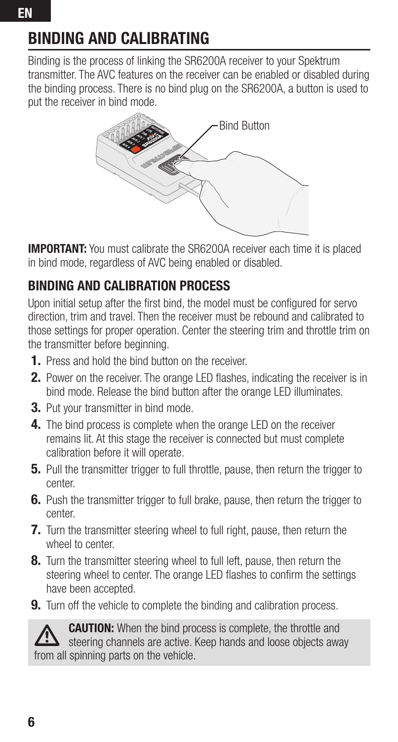# BINDING AND CALIBRATING

Binding is the process of linking the SR6200A receiver to your Spektrum transmitter. The AVC features on the receiver can be enabled or disabled during the binding process. There is no bind plug on the SR6200A, a button is used to put the receiver in bind mode.

Bind Button

**IMPORTANT:** You must calibrate the SR6200A receiver each time it is placed in bind mode, regardless of AVC being enabled or disabled.

## BINDING AND CALIBRATION PROCESS

Upon initial setup after the first bind, the model must be configured for servo direction, trim and travel. Then the receiver must be rebound and calibrated to those settings for proper operation. Center the steering trim and throttle trim on the transmitter before beginning.

1. Press and hold the bind button on the receiver.
2. Power on the receiver. The orange LED flashes, indicating the receiver is in bind mode. Release the bind button after the orange LED illuminates.
3. Put your transmitter in bind mode.
4. The bind process is complete when the orange LED on the receiver remains lit. At this stage the receiver is connected but must complete calibration before it will operate.
5. Pull the transmitter trigger to full throttle, pause, then return the trigger to center.
6. Push the transmitter trigger to full brake, pause, then return the trigger to center.
7. Turn the transmitter steering wheel to full right, pause, then return the wheel to center.
8. Turn the transmitter steering wheel to full left, pause, then return the steering wheel to center. The orange LED flashes to confirm the settings have been accepted.
9. Turn off the vehicle to complete the binding and calibration process.

**CAUTION:** When the bind process is complete, the throttle and steering channels are active. Keep hands and loose objects away from all spinning parts on the vehicle.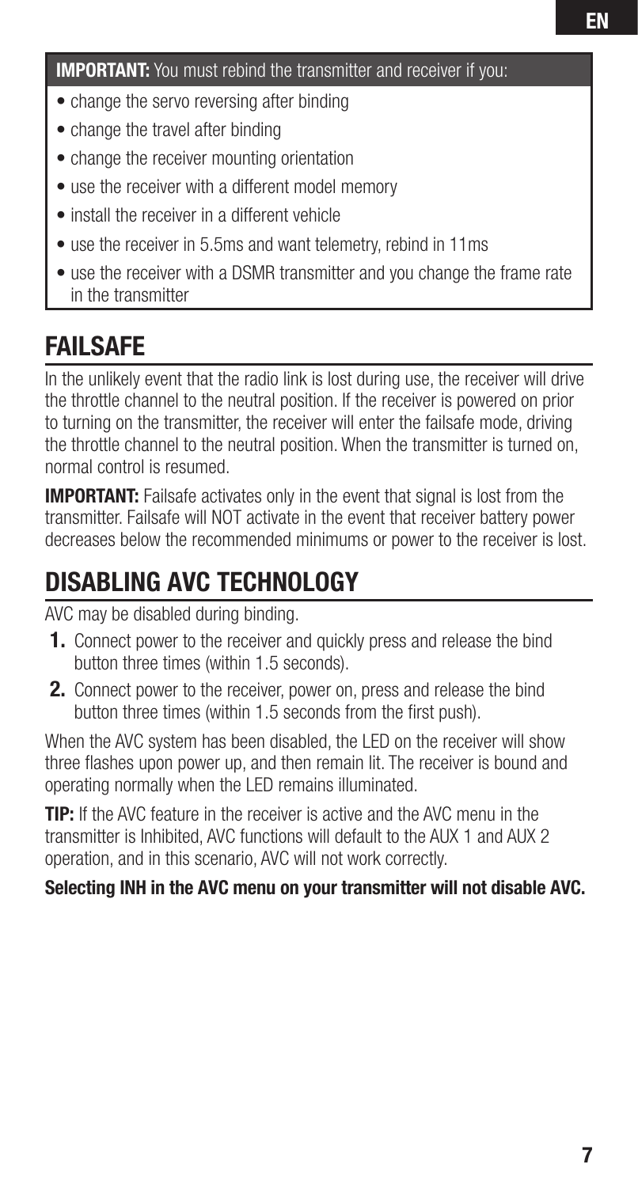**IMPORTANT:** You must rebind the transmitter and receiver if you:

- change the servo reversing after binding
- change the travel after binding
- change the receiver mounting orientation
- use the receiver with a different model memory
- install the receiver in a different vehicle
- use the receiver in 5.5ms and want telemetry, rebind in 11ms
- use the receiver with a DSMR transmitter and you change the frame rate in the transmitter

## FAILSAFE

In the unlikely event that the radio link is lost during use, the receiver will drive the throttle channel to the neutral position. If the receiver is powered on prior to turning on the transmitter, the receiver will enter the failsafe mode, driving the throttle channel to the neutral position. When the transmitter is turned on, normal control is resumed.

**IMPORTANT:** Failsafe activates only in the event that signal is lost from the transmitter. Failsafe will NOT activate in the event that receiver battery power decreases below the recommended minimums or power to the receiver is lost.

## DISABLING AVC TECHNOLOGY

AVC may be disabled during binding.

1. Connect power to the receiver and quickly press and release the bind button three times (within 1.5 seconds).
2. Connect power to the receiver, power on, press and release the bind button three times (within 1.5 seconds from the first push).

When the AVC system has been disabled, the LED on the receiver will show three flashes upon power up, and then remain lit. The receiver is bound and operating normally when the LED remains illuminated.

**TIP:** If the AVC feature in the receiver is active and the AVC menu in the transmitter is Inhibited, AVC functions will default to the AUX 1 and AUX 2 operation, and in this scenario, AVC will not work correctly.

**Selecting INH in the AVC menu on your transmitter will not disable AVC.**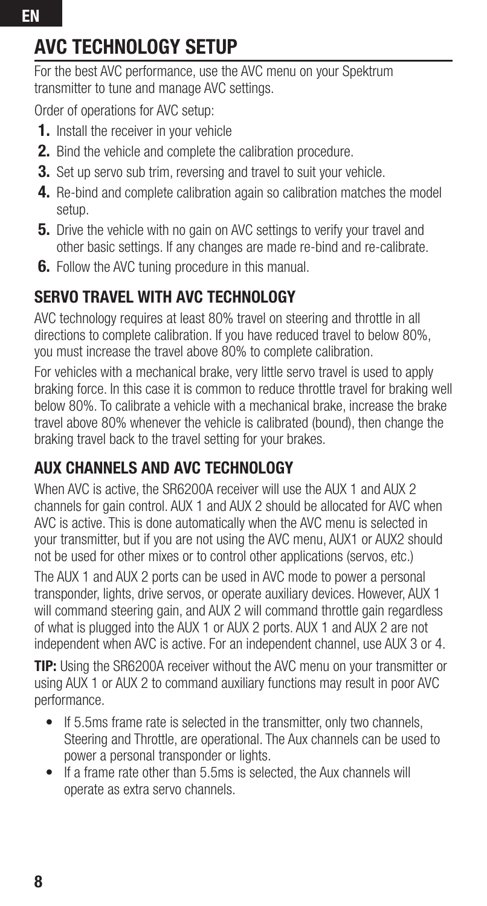## AVC TECHNOLOGY SETUP

For the best AVC performance, use the AVC menu on your Spektrum transmitter to tune and manage AVC settings.

Order of operations for AVC setup:

1. Install the receiver in your vehicle
2. Bind the vehicle and complete the calibration procedure.
3. Set up servo sub trim, reversing and travel to suit your vehicle.
4. Re-bind and complete calibration again so calibration matches the model setup.
5. Drive the vehicle with no gain on AVC settings to verify your travel and other basic settings. If any changes are made re-bind and re-calibrate.
6. Follow the AVC tuning procedure in this manual.

### SERVO TRAVEL WITH AVC TECHNOLOGY

AVC technology requires at least 80% travel on steering and throttle in all directions to complete calibration. If you have reduced travel to below 80%, you must increase the travel above 80% to complete calibration.

For vehicles with a mechanical brake, very little servo travel is used to apply braking force. In this case it is common to reduce throttle travel for braking well below 80%. To calibrate a vehicle with a mechanical brake, increase the brake travel above 80% whenever the vehicle is calibrated (bound), then change the braking travel back to the travel setting for your brakes.

### AUX CHANNELS AND AVC TECHNOLOGY

When AVC is active, the SR6200A receiver will use the AUX 1 and AUX 2 channels for gain control. AUX 1 and AUX 2 should be allocated for AVC when AVC is active. This is done automatically when the AVC menu is selected in your transmitter, but if you are not using the AVC menu, AUX1 or AUX2 should not be used for other mixes or to control other applications (servos, etc.)

The AUX 1 and AUX 2 ports can be used in AVC mode to power a personal transponder, lights, drive servos, or operate auxiliary devices. However, AUX 1 will command steering gain, and AUX 2 will command throttle gain regardless of what is plugged into the AUX 1 or AUX 2 ports. AUX 1 and AUX 2 are not independent when AVC is active. For an independent channel, use AUX 3 or 4.

**TIP:** Using the SR6200A receiver without the AVC menu on your transmitter or using AUX 1 or AUX 2 to command auxiliary functions may result in poor AVC performance.

- If 5.5ms frame rate is selected in the transmitter, only two channels, Steering and Throttle, are operational. The Aux channels can be used to power a personal transponder or lights.
- If a frame rate other than 5.5ms is selected, the Aux channels will operate as extra servo channels.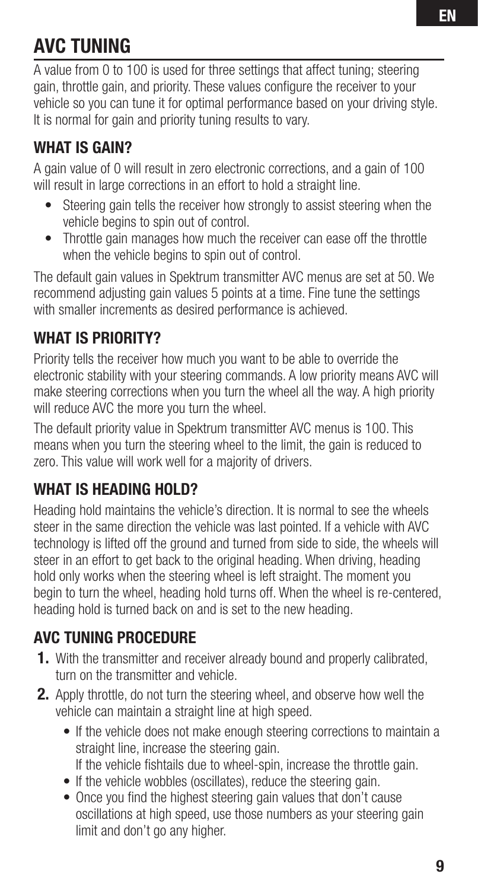# AVC TUNING

A value from 0 to 100 is used for three settings that affect tuning; steering gain, throttle gain, and priority. These values configure the receiver to your vehicle so you can tune it for optimal performance based on your driving style. It is normal for gain and priority tuning results to vary.

## WHAT IS GAIN?

A gain value of 0 will result in zero electronic corrections, and a gain of 100 will result in large corrections in an effort to hold a straight line.

- Steering gain tells the receiver how strongly to assist steering when the vehicle begins to spin out of control.
- Throttle gain manages how much the receiver can ease off the throttle when the vehicle begins to spin out of control.

The default gain values in Spektrum transmitter AVC menus are set at 50. We recommend adjusting gain values 5 points at a time. Fine tune the settings with smaller increments as desired performance is achieved.

## WHAT IS PRIORITY?

Priority tells the receiver how much you want to be able to override the electronic stability with your steering commands. A low priority means AVC will make steering corrections when you turn the wheel all the way. A high priority will reduce AVC the more you turn the wheel.

The default priority value in Spektrum transmitter AVC menus is 100. This means when you turn the steering wheel to the limit, the gain is reduced to zero. This value will work well for a majority of drivers.

## WHAT IS HEADING HOLD?

Heading hold maintains the vehicle's direction. It is normal to see the wheels steer in the same direction the vehicle was last pointed. If a vehicle with AVC technology is lifted off the ground and turned from side to side, the wheels will steer in an effort to get back to the original heading. When driving, heading hold only works when the steering wheel is left straight. The moment you begin to turn the wheel, heading hold turns off. When the wheel is re-centered, heading hold is turned back on and is set to the new heading.

## AVC TUNING PROCEDURE

1. With the transmitter and receiver already bound and properly calibrated, turn on the transmitter and vehicle.
2. Apply throttle, do not turn the steering wheel, and observe how well the vehicle can maintain a straight line at high speed.
   - If the vehicle does not make enough steering corrections to maintain a straight line, increase the steering gain.
     If the vehicle fishtails due to wheel-spin, increase the throttle gain.
   - If the vehicle wobbles (oscillates), reduce the steering gain.
   - Once you find the highest steering gain values that don't cause oscillations at high speed, use those numbers as your steering gain limit and don't go any higher.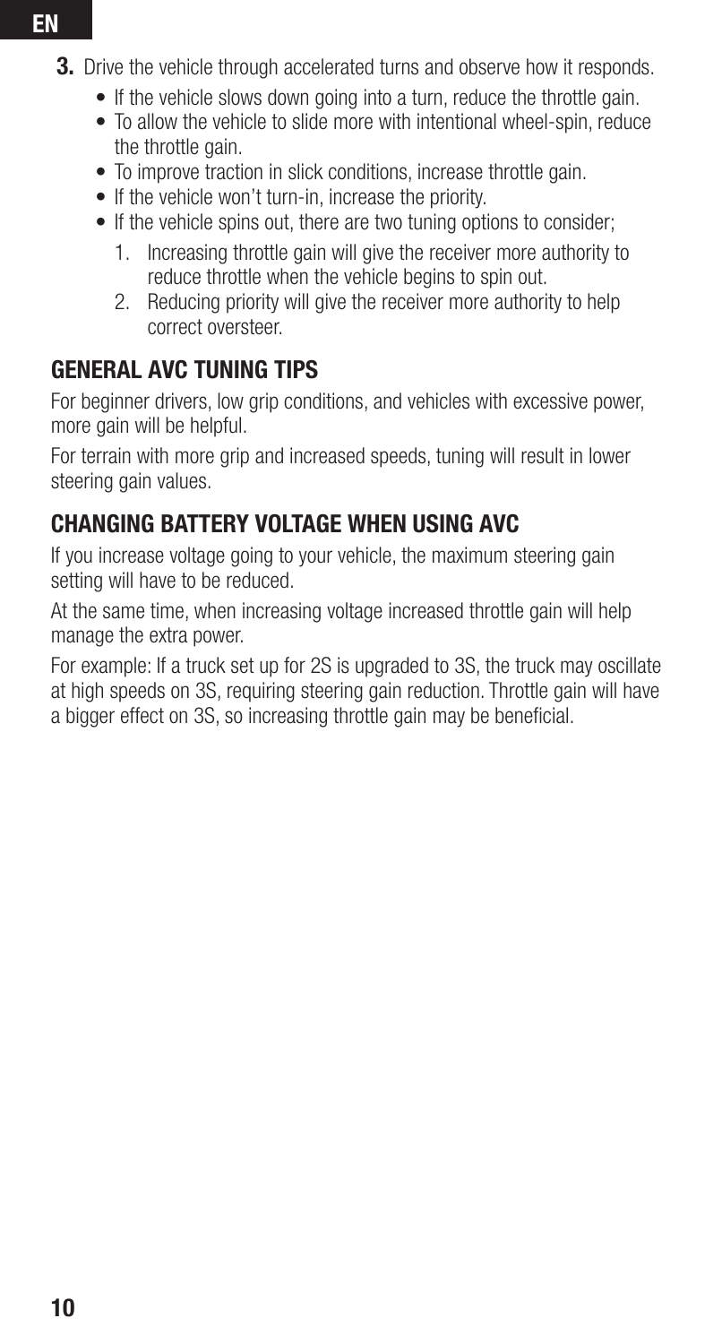3. Drive the vehicle through accelerated turns and observe how it responds.
   - If the vehicle slows down going into a turn, reduce the throttle gain.
   - To allow the vehicle to slide more with intentional wheel-spin, reduce the throttle gain.
   - To improve traction in slick conditions, increase throttle gain.
   - If the vehicle won't turn-in, increase the priority.
   - If the vehicle spins out, there are two tuning options to consider;
     1. Increasing throttle gain will give the receiver more authority to reduce throttle when the vehicle begins to spin out.
     2. Reducing priority will give the receiver more authority to help correct oversteer.

## GENERAL AVC TUNING TIPS

For beginner drivers, low grip conditions, and vehicles with excessive power, more gain will be helpful.

For terrain with more grip and increased speeds, tuning will result in lower steering gain values.

## CHANGING BATTERY VOLTAGE WHEN USING AVC

If you increase voltage going to your vehicle, the maximum steering gain setting will have to be reduced.

At the same time, when increasing voltage increased throttle gain will help manage the extra power.

For example: If a truck set up for 2S is upgraded to 3S, the truck may oscillate at high speeds on 3S, requiring steering gain reduction. Throttle gain will have a bigger effect on 3S, so increasing throttle gain may be beneficial.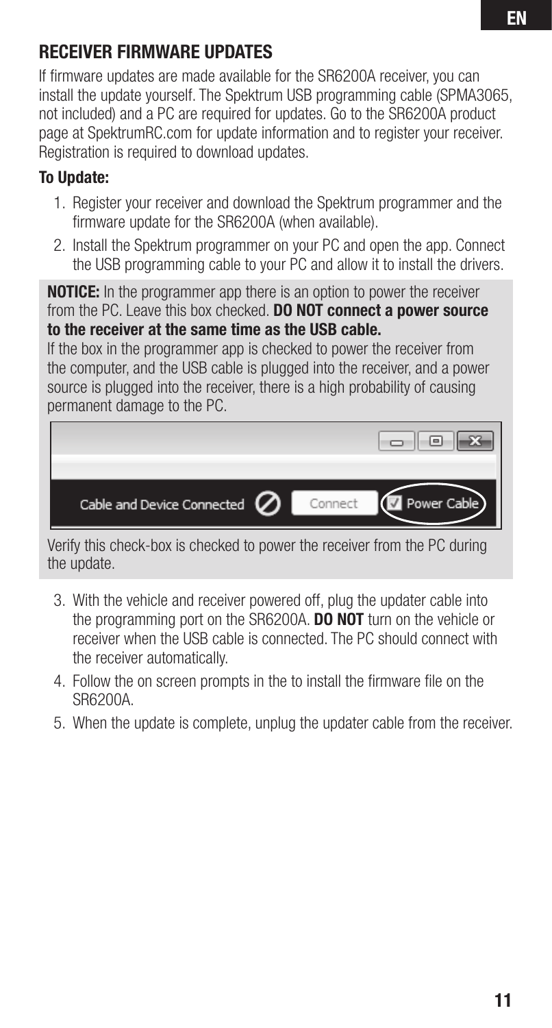## RECEIVER FIRMWARE UPDATES

If firmware updates are made available for the SR6200A receiver, you can install the update yourself. The Spektrum USB programming cable (SPMA3065, not included) and a PC are required for updates. Go to the SR6200A product page at SpektrumRC.com for update information and to register your receiver. Registration is required to download updates.

### To Update:

1. Register your receiver and download the Spektrum programmer and the firmware update for the SR6200A (when available).
2. Install the Spektrum programmer on your PC and open the app. Connect the USB programming cable to your PC and allow it to install the drivers.

**NOTICE:** In the programmer app there is an option to power the receiver from the PC. Leave this box checked. **DO NOT connect a power source to the receiver at the same time as the USB cable.**
If the box in the programmer app is checked to power the receiver from the computer, and the USB cable is plugged into the receiver, and a power source is plugged into the receiver, there is a high probability of causing permanent damage to the PC.

Cable and Device Connected    Connect    Power Cable

Verify this check-box is checked to power the receiver from the PC during the update.

3. With the vehicle and receiver powered off, plug the updater cable into the programming port on the SR6200A. **DO NOT** turn on the vehicle or receiver when the USB cable is connected. The PC should connect with the receiver automatically.
4. Follow the on screen prompts in the to install the firmware file on the SR6200A.
5. When the update is complete, unplug the updater cable from the receiver.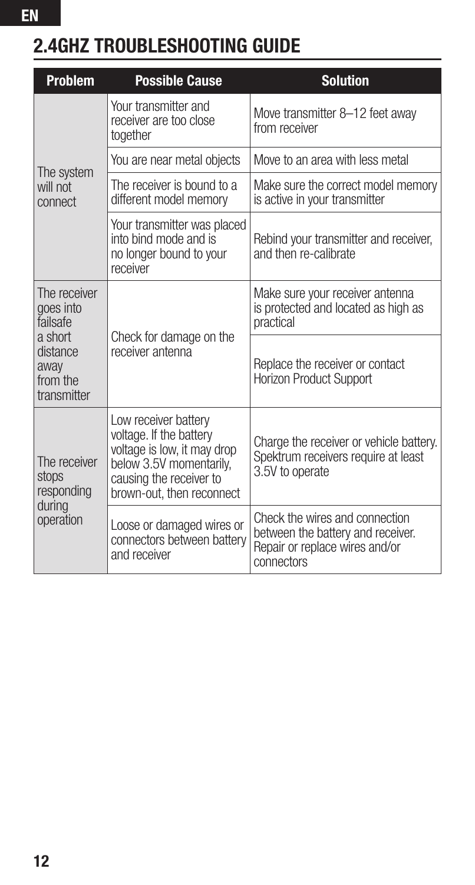## 2.4GHZ TROUBLESHOOTING GUIDE

| Problem | Possible Cause | Solution |
|---|---|---|
| The system will not connect | Your transmitter and receiver are too close together | Move transmitter 8–12 feet away from receiver |
| | You are near metal objects | Move to an area with less metal |
| | The receiver is bound to a different model memory | Make sure the correct model memory is active in your transmitter |
| | Your transmitter was placed into bind mode and is no longer bound to your receiver | Rebind your transmitter and receiver, and then re-calibrate |
| The receiver goes into failsafe a short distance away from the transmitter | Check for damage on the receiver antenna | Make sure your receiver antenna is protected and located as high as practical |
| | | Replace the receiver or contact Horizon Product Support |
| The receiver stops responding during operation | Low receiver battery voltage. If the battery voltage is low, it may drop below 3.5V momentarily, causing the receiver to brown-out, then reconnect | Charge the receiver or vehicle battery. Spektrum receivers require at least 3.5V to operate |
| | Loose or damaged wires or connectors between battery and receiver | Check the wires and connection between the battery and receiver. Repair or replace wires and/or connectors |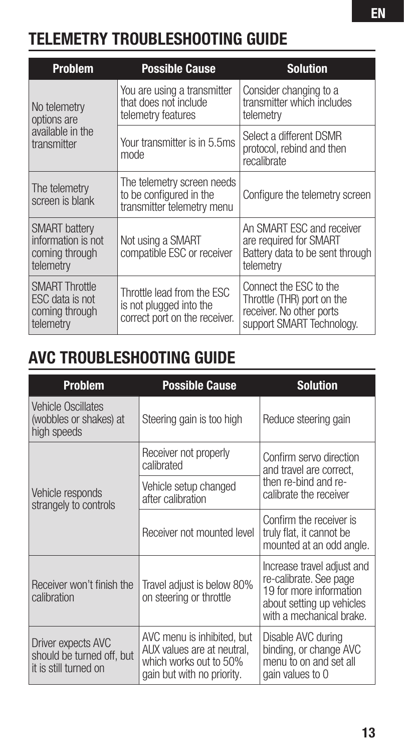## TELEMETRY TROUBLESHOOTING GUIDE

| Problem | Possible Cause | Solution |
|---|---|---|
| No telemetry options are available in the transmitter | You are using a transmitter that does not include telemetry features | Consider changing to a transmitter which includes telemetry |
| | Your transmitter is in 5.5ms mode | Select a different DSMR protocol, rebind and then recalibrate |
| The telemetry screen is blank | The telemetry screen needs to be configured in the transmitter telemetry menu | Configure the telemetry screen |
| SMART battery information is not coming through telemetry | Not using a SMART compatible ESC or receiver | An SMART ESC and receiver are required for SMART Battery data to be sent through telemetry |
| SMART Throttle ESC data is not coming through telemetry | Throttle lead from the ESC is not plugged into the correct port on the receiver. | Connect the ESC to the Throttle (THR) port on the receiver. No other ports support SMART Technology. |

## AVC TROUBLESHOOTING GUIDE

| Problem | Possible Cause | Solution |
|---|---|---|
| Vehicle Oscillates (wobbles or shakes) at high speeds | Steering gain is too high | Reduce steering gain |
| Vehicle responds strangely to controls | Receiver not properly calibrated | Confirm servo direction and travel are correct, then re-bind and re-calibrate the receiver |
| | Vehicle setup changed after calibration | |
| | Receiver not mounted level | Confirm the receiver is truly flat, it cannot be mounted at an odd angle. |
| Receiver won't finish the calibration | Travel adjust is below 80% on steering or throttle | Increase travel adjust and re-calibrate. See page 19 for more information about setting up vehicles with a mechanical brake. |
| Driver expects AVC should be turned off, but it is still turned on | AVC menu is inhibited, but AUX values are at neutral, which works out to 50% gain but with no priority. | Disable AVC during binding, or change AVC menu to on and set all gain values to 0 |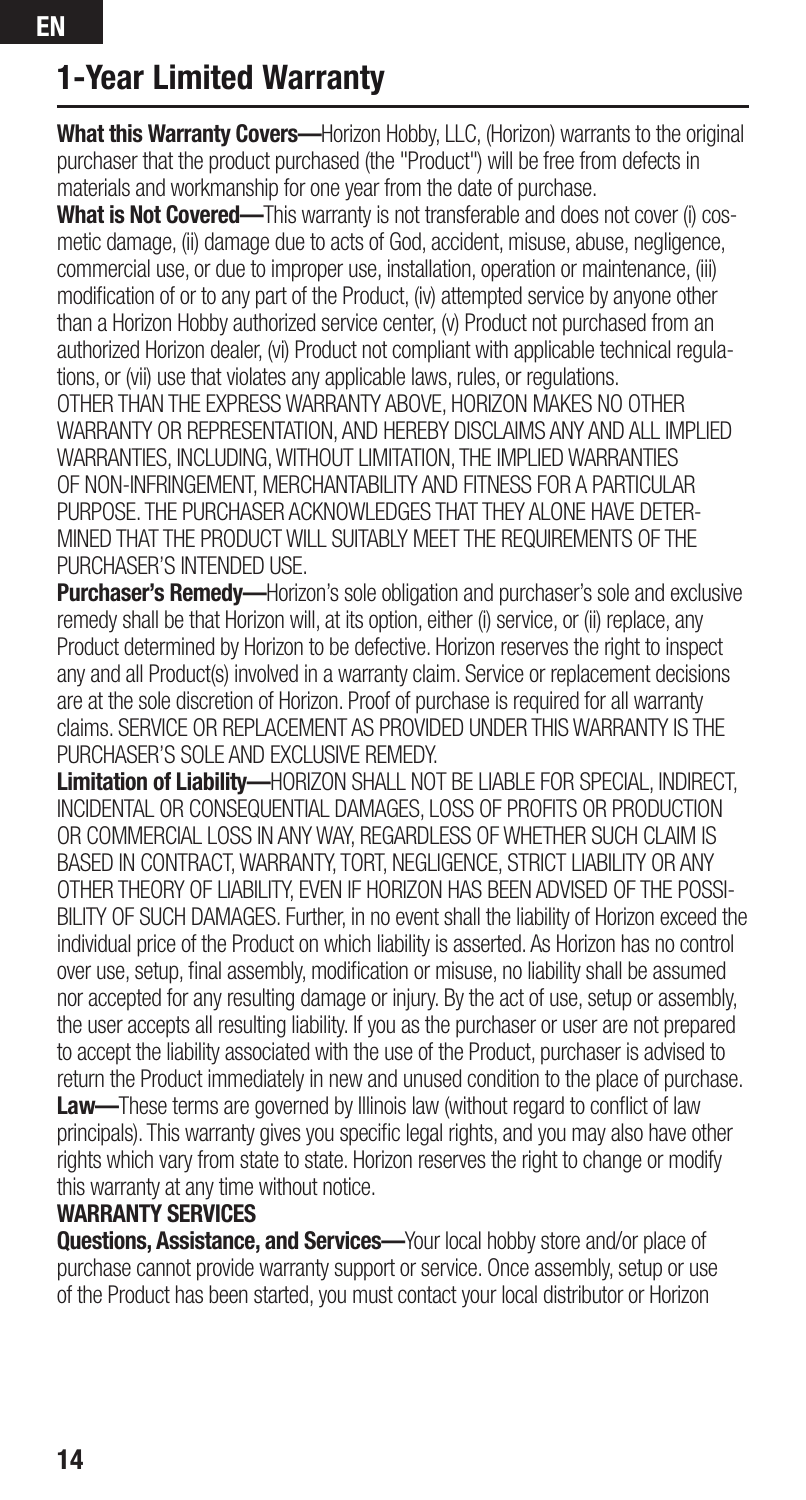# 1-Year Limited Warranty

**What this Warranty Covers—**Horizon Hobby, LLC, (Horizon) warrants to the original purchaser that the product purchased (the "Product") will be free from defects in materials and workmanship for one year from the date of purchase.

**What is Not Covered—**This warranty is not transferable and does not cover (i) cosmetic damage, (ii) damage due to acts of God, accident, misuse, abuse, negligence, commercial use, or due to improper use, installation, operation or maintenance, (iii) modification of or to any part of the Product, (iv) attempted service by anyone other than a Horizon Hobby authorized service center, (v) Product not purchased from an authorized Horizon dealer, (vi) Product not compliant with applicable technical regulations, or (vii) use that violates any applicable laws, rules, or regulations.

OTHER THAN THE EXPRESS WARRANTY ABOVE, HORIZON MAKES NO OTHER WARRANTY OR REPRESENTATION, AND HEREBY DISCLAIMS ANY AND ALL IMPLIED WARRANTIES, INCLUDING, WITHOUT LIMITATION, THE IMPLIED WARRANTIES OF NON-INFRINGEMENT, MERCHANTABILITY AND FITNESS FOR A PARTICULAR PURPOSE. THE PURCHASER ACKNOWLEDGES THAT THEY ALONE HAVE DETERMINED THAT THE PRODUCT WILL SUITABLY MEET THE REQUIREMENTS OF THE PURCHASER'S INTENDED USE.

**Purchaser's Remedy—**Horizon's sole obligation and purchaser's sole and exclusive remedy shall be that Horizon will, at its option, either (i) service, or (ii) replace, any Product determined by Horizon to be defective. Horizon reserves the right to inspect any and all Product(s) involved in a warranty claim. Service or replacement decisions are at the sole discretion of Horizon. Proof of purchase is required for all warranty claims. SERVICE OR REPLACEMENT AS PROVIDED UNDER THIS WARRANTY IS THE PURCHASER'S SOLE AND EXCLUSIVE REMEDY.

**Limitation of Liability—**HORIZON SHALL NOT BE LIABLE FOR SPECIAL, INDIRECT, INCIDENTAL OR CONSEQUENTIAL DAMAGES, LOSS OF PROFITS OR PRODUCTION OR COMMERCIAL LOSS IN ANY WAY, REGARDLESS OF WHETHER SUCH CLAIM IS BASED IN CONTRACT, WARRANTY, TORT, NEGLIGENCE, STRICT LIABILITY OR ANY OTHER THEORY OF LIABILITY, EVEN IF HORIZON HAS BEEN ADVISED OF THE POSSIBILITY OF SUCH DAMAGES. Further, in no event shall the liability of Horizon exceed the individual price of the Product on which liability is asserted. As Horizon has no control over use, setup, final assembly, modification or misuse, no liability shall be assumed nor accepted for any resulting damage or injury. By the act of use, setup or assembly, the user accepts all resulting liability. If you as the purchaser or user are not prepared to accept the liability associated with the use of the Product, purchaser is advised to return the Product immediately in new and unused condition to the place of purchase.

**Law—**These terms are governed by Illinois law (without regard to conflict of law principals). This warranty gives you specific legal rights, and you may also have other rights which vary from state to state. Horizon reserves the right to change or modify this warranty at any time without notice.

**WARRANTY SERVICES**

**Questions, Assistance, and Services—**Your local hobby store and/or place of purchase cannot provide warranty support or service. Once assembly, setup or use of the Product has been started, you must contact your local distributor or Horizon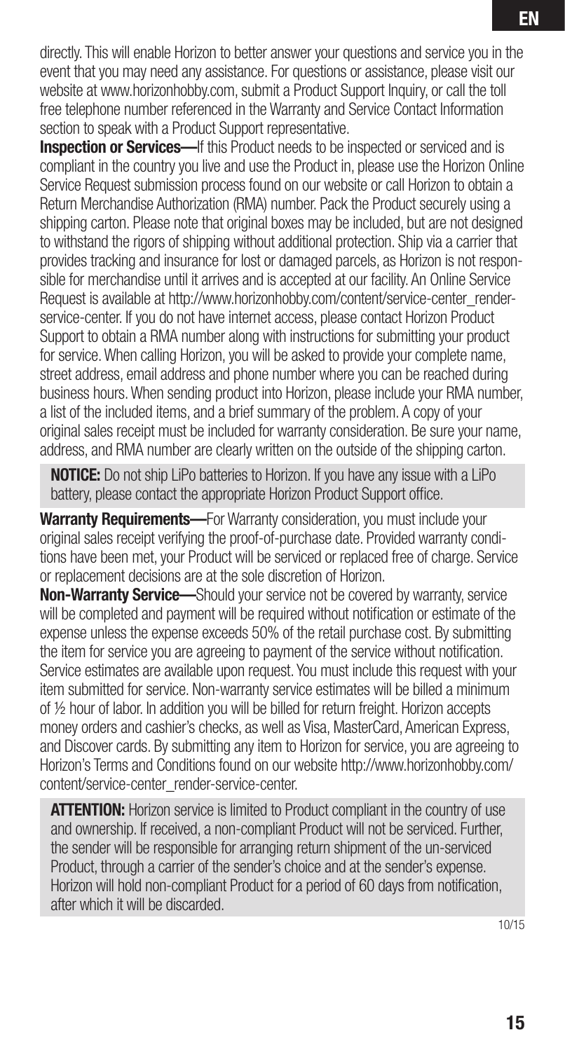directly. This will enable Horizon to better answer your questions and service you in the event that you may need any assistance. For questions or assistance, please visit our website at www.horizonhobby.com, submit a Product Support Inquiry, or call the toll free telephone number referenced in the Warranty and Service Contact Information section to speak with a Product Support representative.

**Inspection or Services—**If this Product needs to be inspected or serviced and is compliant in the country you live and use the Product in, please use the Horizon Online Service Request submission process found on our website or call Horizon to obtain a Return Merchandise Authorization (RMA) number. Pack the Product securely using a shipping carton. Please note that original boxes may be included, but are not designed to withstand the rigors of shipping without additional protection. Ship via a carrier that provides tracking and insurance for lost or damaged parcels, as Horizon is not responsible for merchandise until it arrives and is accepted at our facility. An Online Service Request is available at http://www.horizonhobby.com/content/service-center_render-service-center. If you do not have internet access, please contact Horizon Product Support to obtain a RMA number along with instructions for submitting your product for service. When calling Horizon, you will be asked to provide your complete name, street address, email address and phone number where you can be reached during business hours. When sending product into Horizon, please include your RMA number, a list of the included items, and a brief summary of the problem. A copy of your original sales receipt must be included for warranty consideration. Be sure your name, address, and RMA number are clearly written on the outside of the shipping carton.

**NOTICE:** Do not ship LiPo batteries to Horizon. If you have any issue with a LiPo battery, please contact the appropriate Horizon Product Support office.

**Warranty Requirements—**For Warranty consideration, you must include your original sales receipt verifying the proof-of-purchase date. Provided warranty conditions have been met, your Product will be serviced or replaced free of charge. Service or replacement decisions are at the sole discretion of Horizon.

**Non-Warranty Service—**Should your service not be covered by warranty, service will be completed and payment will be required without notification or estimate of the expense unless the expense exceeds 50% of the retail purchase cost. By submitting the item for service you are agreeing to payment of the service without notification. Service estimates are available upon request. You must include this request with your item submitted for service. Non-warranty service estimates will be billed a minimum of ½ hour of labor. In addition you will be billed for return freight. Horizon accepts money orders and cashier's checks, as well as Visa, MasterCard, American Express, and Discover cards. By submitting any item to Horizon for service, you are agreeing to Horizon's Terms and Conditions found on our website http://www.horizonhobby.com/content/service-center_render-service-center.

**ATTENTION:** Horizon service is limited to Product compliant in the country of use and ownership. If received, a non-compliant Product will not be serviced. Further, the sender will be responsible for arranging return shipment of the un-serviced Product, through a carrier of the sender's choice and at the sender's expense. Horizon will hold non-compliant Product for a period of 60 days from notification, after which it will be discarded.

10/15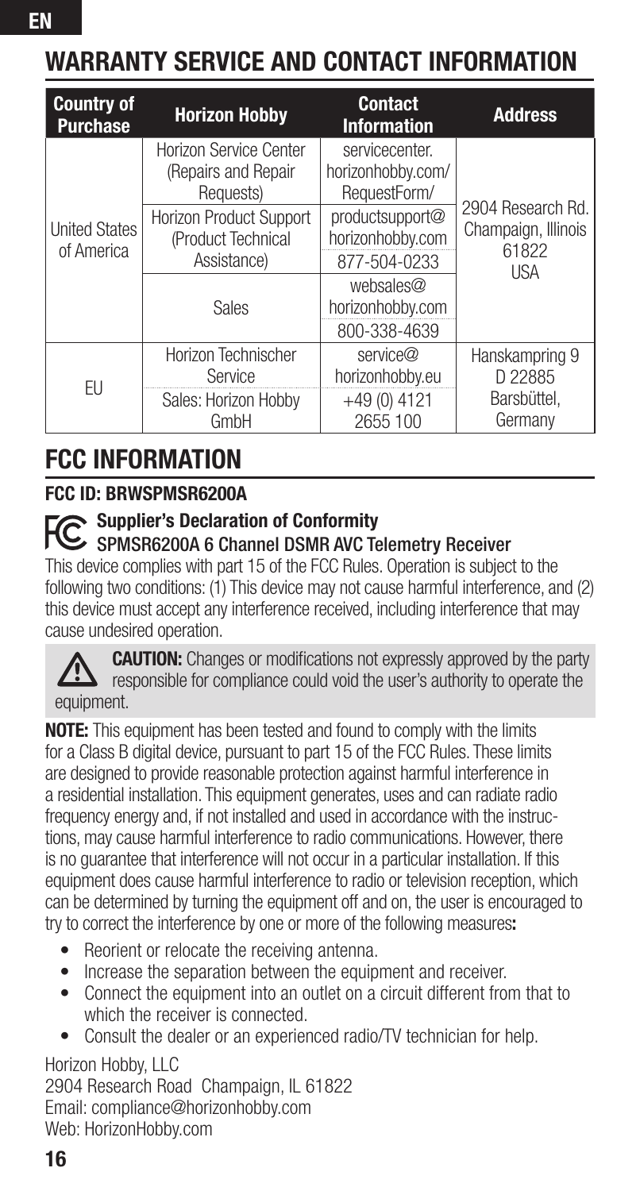## WARRANTY SERVICE AND CONTACT INFORMATION

| Country of Purchase | Horizon Hobby | Contact Information | Address |
|---|---|---|---|
| United States of America | Horizon Service Center (Repairs and Repair Requests) | servicecenter.horizonhobby.com/RequestForm/ | 2904 Research Rd. Champaign, Illinois 61822 USA |
| | Horizon Product Support (Product Technical Assistance) | productsupport@horizonhobby.com 877-504-0233 | |
| | Sales | websales@horizonhobby.com 800-338-4639 | |
| EU | Horizon Technischer Service | service@horizonhobby.eu | Hanskampring 9 D 22885 Barsbüttel, Germany |
| | Sales: Horizon Hobby GmbH | +49 (0) 4121 2655 100 | |

## FCC INFORMATION

**FCC ID: BRWSPMSR6200A**

**Supplier's Declaration of Conformity**
**SPMSR6200A 6 Channel DSMR AVC Telemetry Receiver**

This device complies with part 15 of the FCC Rules. Operation is subject to the following two conditions: (1) This device may not cause harmful interference, and (2) this device must accept any interference received, including interference that may cause undesired operation.

**CAUTION:** Changes or modifications not expressly approved by the party responsible for compliance could void the user's authority to operate the equipment.

**NOTE:** This equipment has been tested and found to comply with the limits for a Class B digital device, pursuant to part 15 of the FCC Rules. These limits are designed to provide reasonable protection against harmful interference in a residential installation. This equipment generates, uses and can radiate radio frequency energy and, if not installed and used in accordance with the instructions, may cause harmful interference to radio communications. However, there is no guarantee that interference will not occur in a particular installation. If this equipment does cause harmful interference to radio or television reception, which can be determined by turning the equipment off and on, the user is encouraged to try to correct the interference by one or more of the following measures**:**

- Reorient or relocate the receiving antenna.
- Increase the separation between the equipment and receiver.
- Connect the equipment into an outlet on a circuit different from that to which the receiver is connected.
- Consult the dealer or an experienced radio/TV technician for help.

Horizon Hobby, LLC
2904 Research Road Champaign, IL 61822
Email: compliance@horizonhobby.com
Web: HorizonHobby.com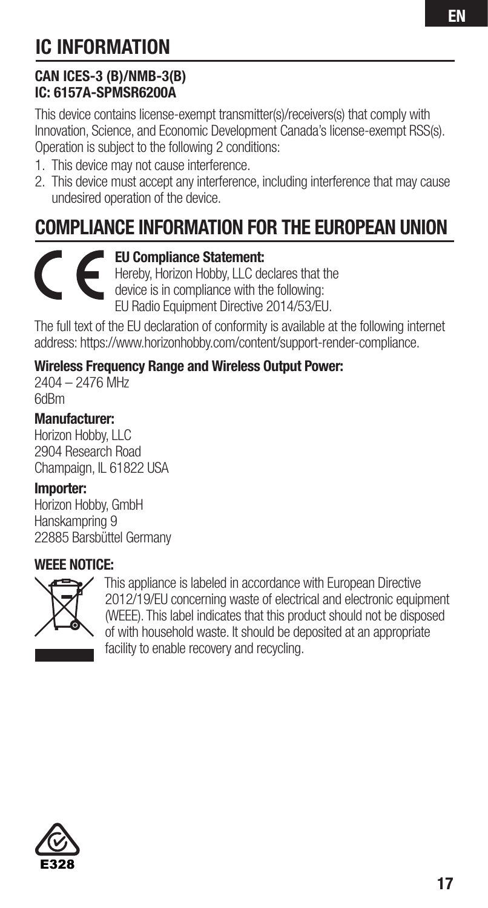## IC INFORMATION

**CAN ICES-3 (B)/NMB-3(B)**
**IC: 6157A-SPMSR6200A**

This device contains license-exempt transmitter(s)/receivers(s) that comply with Innovation, Science, and Economic Development Canada's license-exempt RSS(s). Operation is subject to the following 2 conditions:

1. This device may not cause interference.
2. This device must accept any interference, including interference that may cause undesired operation of the device.

## COMPLIANCE INFORMATION FOR THE EUROPEAN UNION

**EU Compliance Statement:**
Hereby, Horizon Hobby, LLC declares that the device is in compliance with the following: EU Radio Equipment Directive 2014/53/EU.

The full text of the EU declaration of conformity is available at the following internet address: https://www.horizonhobby.com/content/support-render-compliance.

**Wireless Frequency Range and Wireless Output Power:**
2404 – 2476 MHz
6dBm

**Manufacturer:**
Horizon Hobby, LLC
2904 Research Road
Champaign, IL 61822 USA

**Importer:**
Horizon Hobby, GmbH
Hanskampring 9
22885 Barsbüttel Germany

**WEEE NOTICE:**

This appliance is labeled in accordance with European Directive 2012/19/EU concerning waste of electrical and electronic equipment (WEEE). This label indicates that this product should not be disposed of with household waste. It should be deposited at an appropriate facility to enable recovery and recycling.

E328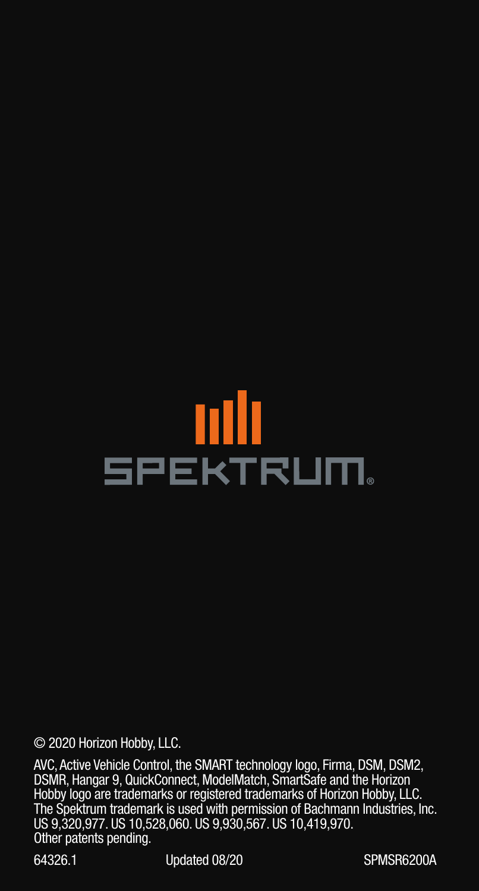SPEKTRUM

© 2020 Horizon Hobby, LLC.

AVC, Active Vehicle Control, the SMART technology logo, Firma, DSM, DSM2, DSMR, Hangar 9, QuickConnect, ModelMatch, SmartSafe and the Horizon Hobby logo are trademarks or registered trademarks of Horizon Hobby, LLC. The Spektrum trademark is used with permission of Bachmann Industries, Inc. US 9,320,977. US 10,528,060. US 9,930,567. US 10,419,970. Other patents pending.

64326.1 Updated 08/20 SPMSR6200A